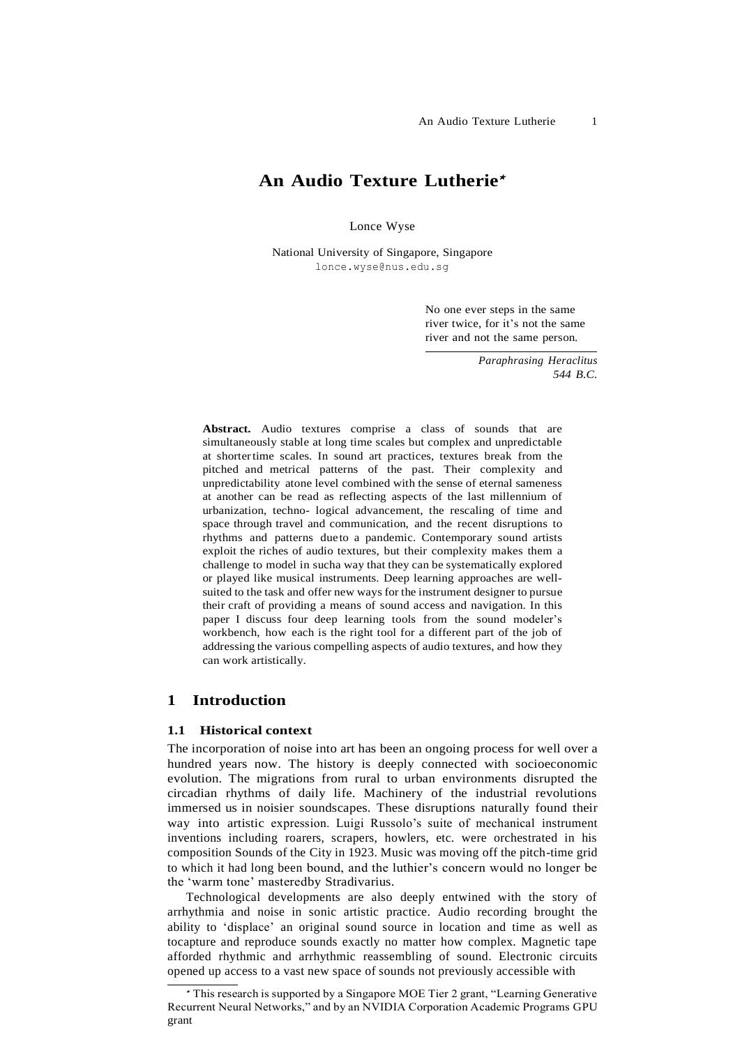# An Audio Texture Lutherie*

Lonce Wyse

National University of Singapore, Singapore
lonce.wyse@nus.edu.sg

> No one ever steps in the same river twice, for it's not the same river and not the same person.
>
> *Paraphrasing Heraclitus 544 B.C.*

**Abstract.** Audio textures comprise a class of sounds that are simultaneously stable at long time scales but complex and unpredictable at shorter time scales. In sound art practices, textures break from the pitched and metrical patterns of the past. Their complexity and unpredictability atone level combined with the sense of eternal sameness at another can be read as reflecting aspects of the last millennium of urbanization, techno- logical advancement, the rescaling of time and space through travel and communication, and the recent disruptions to rhythms and patterns dueto a pandemic. Contemporary sound artists exploit the riches of audio textures, but their complexity makes them a challenge to model in sucha way that they can be systematically explored or played like musical instruments. Deep learning approaches are well-suited to the task and offer new ways for the instrument designer to pursue their craft of providing a means of sound access and navigation. In this paper I discuss four deep learning tools from the sound modeler's workbench, how each is the right tool for a different part of the job of addressing the various compelling aspects of audio textures, and how they can work artistically.

## 1 Introduction

### 1.1 Historical context

The incorporation of noise into art has been an ongoing process for well over a hundred years now. The history is deeply connected with socioeconomic evolution. The migrations from rural to urban environments disrupted the circadian rhythms of daily life. Machinery of the industrial revolutions immersed us in noisier soundscapes. These disruptions naturally found their way into artistic expression. Luigi Russolo's suite of mechanical instrument inventions including roarers, scrapers, howlers, etc. were orchestrated in his composition Sounds of the City in 1923. Music was moving off the pitch-time grid to which it had long been bound, and the luthier's concern would no longer be the 'warm tone' masteredby Stradivarius.

Technological developments are also deeply entwined with the story of arrhythmia and noise in sonic artistic practice. Audio recording brought the ability to 'displace' an original sound source in location and time as well as tocapture and reproduce sounds exactly no matter how complex. Magnetic tape afforded rhythmic and arrhythmic reassembling of sound. Electronic circuits opened up access to a vast new space of sounds not previously accessible with

* This research is supported by a Singapore MOE Tier 2 grant, "Learning Generative Recurrent Neural Networks," and by an NVIDIA Corporation Academic Programs GPU grant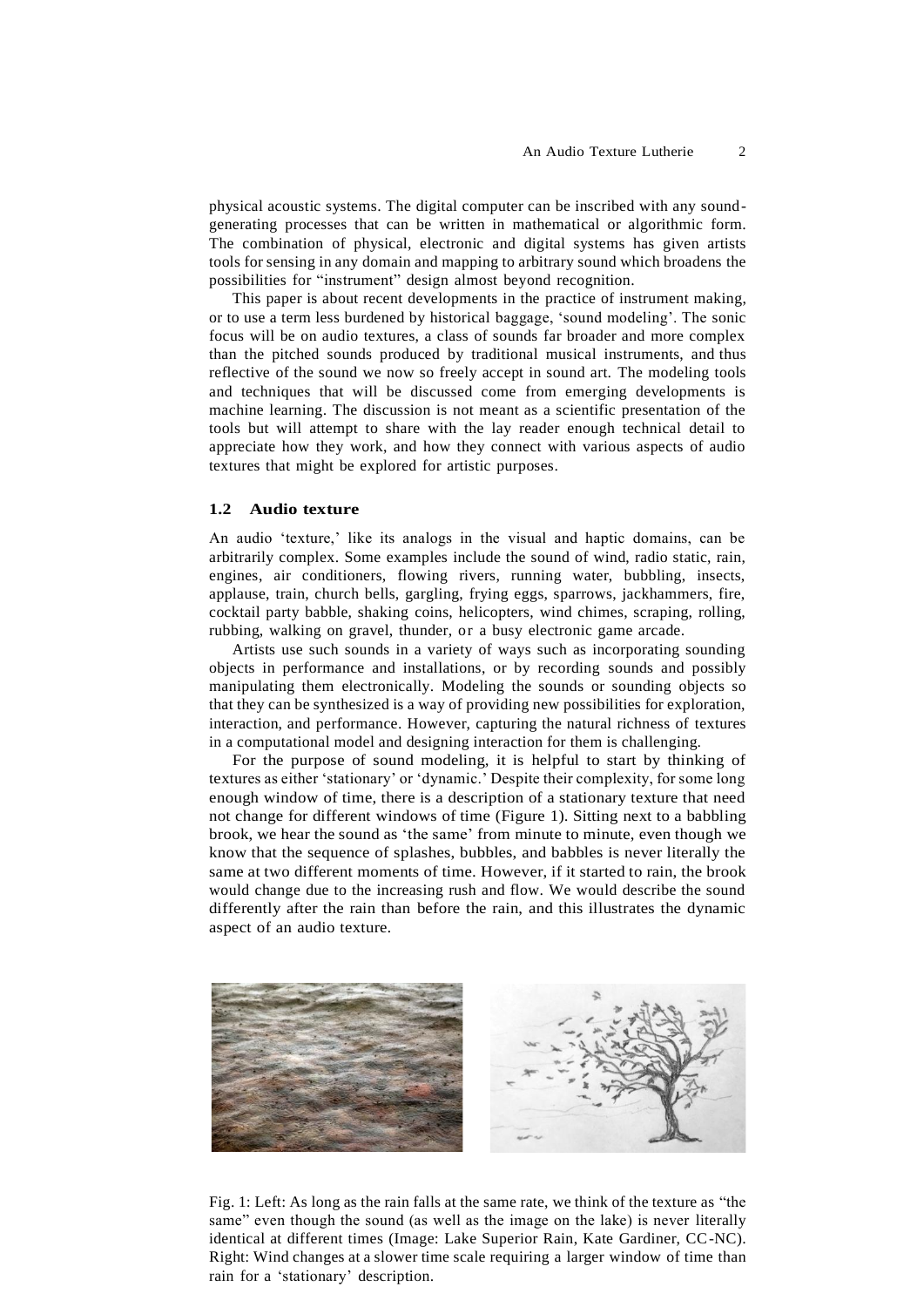physical acoustic systems. The digital computer can be inscribed with any sound-generating processes that can be written in mathematical or algorithmic form. The combination of physical, electronic and digital systems has given artists tools for sensing in any domain and mapping to arbitrary sound which broadens the possibilities for "instrument" design almost beyond recognition.

This paper is about recent developments in the practice of instrument making, or to use a term less burdened by historical baggage, 'sound modeling'. The sonic focus will be on audio textures, a class of sounds far broader and more complex than the pitched sounds produced by traditional musical instruments, and thus reflective of the sound we now so freely accept in sound art. The modeling tools and techniques that will be discussed come from emerging developments is machine learning. The discussion is not meant as a scientific presentation of the tools but will attempt to share with the lay reader enough technical detail to appreciate how they work, and how they connect with various aspects of audio textures that might be explored for artistic purposes.

### 1.2 Audio texture

An audio 'texture,' like its analogs in the visual and haptic domains, can be arbitrarily complex. Some examples include the sound of wind, radio static, rain, engines, air conditioners, flowing rivers, running water, bubbling, insects, applause, train, church bells, gargling, frying eggs, sparrows, jackhammers, fire, cocktail party babble, shaking coins, helicopters, wind chimes, scraping, rolling, rubbing, walking on gravel, thunder, or a busy electronic game arcade.

Artists use such sounds in a variety of ways such as incorporating sounding objects in performance and installations, or by recording sounds and possibly manipulating them electronically. Modeling the sounds or sounding objects so that they can be synthesized is a way of providing new possibilities for exploration, interaction, and performance. However, capturing the natural richness of textures in a computational model and designing interaction for them is challenging.

For the purpose of sound modeling, it is helpful to start by thinking of textures as either 'stationary' or 'dynamic.' Despite their complexity, for some long enough window of time, there is a description of a stationary texture that need not change for different windows of time (Figure 1). Sitting next to a babbling brook, we hear the sound as 'the same' from minute to minute, even though we know that the sequence of splashes, bubbles, and babbles is never literally the same at two different moments of time. However, if it started to rain, the brook would change due to the increasing rush and flow. We would describe the sound differently after the rain than before the rain, and this illustrates the dynamic aspect of an audio texture.

Fig. 1: Left: As long as the rain falls at the same rate, we think of the texture as "the same" even though the sound (as well as the image on the lake) is never literally identical at different times (Image: Lake Superior Rain, Kate Gardiner, CC-NC). Right: Wind changes at a slower time scale requiring a larger window of time than rain for a 'stationary' description.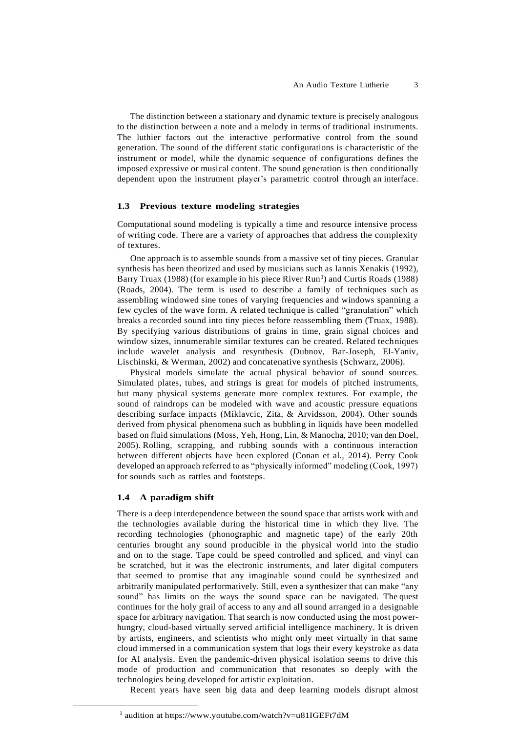The distinction between a stationary and dynamic texture is precisely analogous to the distinction between a note and a melody in terms of traditional instruments. The luthier factors out the interactive performative control from the sound generation. The sound of the different static configurations is characteristic of the instrument or model, while the dynamic sequence of configurations defines the imposed expressive or musical content. The sound generation is then conditionally dependent upon the instrument player's parametric control through an interface.

### 1.3 Previous texture modeling strategies

Computational sound modeling is typically a time and resource intensive process of writing code. There are a variety of approaches that address the complexity of textures.

One approach is to assemble sounds from a massive set of tiny pieces. Granular synthesis has been theorized and used by musicians such as Iannis Xenakis (1992), Barry Truax (1988) (for example in his piece River Run[1]) and Curtis Roads (1988) (Roads, 2004). The term is used to describe a family of techniques such as assembling windowed sine tones of varying frequencies and windows spanning a few cycles of the wave form. A related technique is called "granulation" which breaks a recorded sound into tiny pieces before reassembling them (Truax, 1988). By specifying various distributions of grains in time, grain signal choices and window sizes, innumerable similar textures can be created. Related techniques include wavelet analysis and resynthesis (Dubnov, Bar-Joseph, El-Yaniv, Lischinski, & Werman, 2002) and concatenative synthesis (Schwarz, 2006).

Physical models simulate the actual physical behavior of sound sources. Simulated plates, tubes, and strings is great for models of pitched instruments, but many physical systems generate more complex textures. For example, the sound of raindrops can be modeled with wave and acoustic pressure equations describing surface impacts (Miklavcic, Zita, & Arvidsson, 2004). Other sounds derived from physical phenomena such as bubbling in liquids have been modelled based on fluid simulations (Moss, Yeh, Hong, Lin, & Manocha, 2010; van den Doel, 2005). Rolling, scrapping, and rubbing sounds with a continuous interaction between different objects have been explored (Conan et al., 2014). Perry Cook developed an approach referred to as "physically informed" modeling (Cook, 1997) for sounds such as rattles and footsteps.

### 1.4 A paradigm shift

There is a deep interdependence between the sound space that artists work with and the technologies available during the historical time in which they live. The recording technologies (phonographic and magnetic tape) of the early 20th centuries brought any sound producible in the physical world into the studio and on to the stage. Tape could be speed controlled and spliced, and vinyl can be scratched, but it was the electronic instruments, and later digital computers that seemed to promise that any imaginable sound could be synthesized and arbitrarily manipulated performatively. Still, even a synthesizer that can make "any sound" has limits on the ways the sound space can be navigated. The quest continues for the holy grail of access to any and all sound arranged in a designable space for arbitrary navigation. That search is now conducted using the most power-hungry, cloud-based virtually served artificial intelligence machinery. It is driven by artists, engineers, and scientists who might only meet virtually in that same cloud immersed in a communication system that logs their every keystroke as data for AI analysis. Even the pandemic-driven physical isolation seems to drive this mode of production and communication that resonates so deeply with the technologies being developed for artistic exploitation.

Recent years have seen big data and deep learning models disrupt almost

[1] audition at https://www.youtube.com/watch?v=u81IGEFt7dM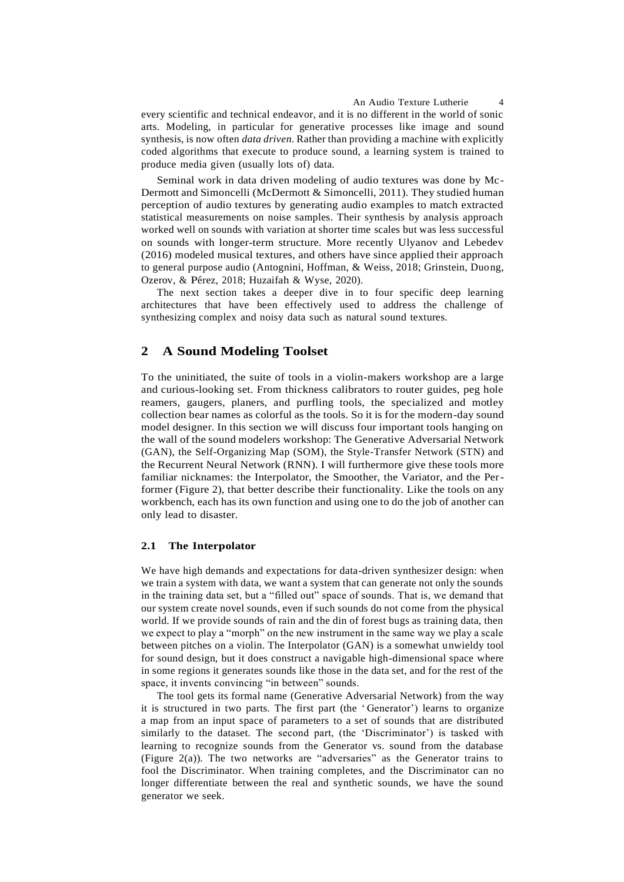every scientific and technical endeavor, and it is no different in the world of sonic arts. Modeling, in particular for generative processes like image and sound synthesis, is now often *data driven*. Rather than providing a machine with explicitly coded algorithms that execute to produce sound, a learning system is trained to produce media given (usually lots of) data.

Seminal work in data driven modeling of audio textures was done by McDermott and Simoncelli (McDermott & Simoncelli, 2011). They studied human perception of audio textures by generating audio examples to match extracted statistical measurements on noise samples. Their synthesis by analysis approach worked well on sounds with variation at shorter time scales but was less successful on sounds with longer-term structure. More recently Ulyanov and Lebedev (2016) modeled musical textures, and others have since applied their approach to general purpose audio (Antognini, Hoffman, & Weiss, 2018; Grinstein, Duong, Ozerov, & Pérez, 2018; Huzaifah & Wyse, 2020).

The next section takes a deeper dive in to four specific deep learning architectures that have been effectively used to address the challenge of synthesizing complex and noisy data such as natural sound textures.

## 2 A Sound Modeling Toolset

To the uninitiated, the suite of tools in a violin-makers workshop are a large and curious-looking set. From thickness calibrators to router guides, peg hole reamers, gaugers, planers, and purfling tools, the specialized and motley collection bear names as colorful as the tools. So it is for the modern-day sound model designer. In this section we will discuss four important tools hanging on the wall of the sound modelers workshop: The Generative Adversarial Network (GAN), the Self-Organizing Map (SOM), the Style-Transfer Network (STN) and the Recurrent Neural Network (RNN). I will furthermore give these tools more familiar nicknames: the Interpolator, the Smoother, the Variator, and the Performer (Figure 2), that better describe their functionality. Like the tools on any workbench, each has its own function and using one to do the job of another can only lead to disaster.

### 2.1 The Interpolator

We have high demands and expectations for data-driven synthesizer design: when we train a system with data, we want a system that can generate not only the sounds in the training data set, but a "filled out" space of sounds. That is, we demand that our system create novel sounds, even if such sounds do not come from the physical world. If we provide sounds of rain and the din of forest bugs as training data, then we expect to play a "morph" on the new instrument in the same way we play a scale between pitches on a violin. The Interpolator (GAN) is a somewhat unwieldy tool for sound design, but it does construct a navigable high-dimensional space where in some regions it generates sounds like those in the data set, and for the rest of the space, it invents convincing "in between" sounds.

The tool gets its formal name (Generative Adversarial Network) from the way it is structured in two parts. The first part (the 'Generator') learns to organize a map from an input space of parameters to a set of sounds that are distributed similarly to the dataset. The second part, (the 'Discriminator') is tasked with learning to recognize sounds from the Generator vs. sound from the database (Figure 2(a)). The two networks are "adversaries" as the Generator trains to fool the Discriminator. When training completes, and the Discriminator can no longer differentiate between the real and synthetic sounds, we have the sound generator we seek.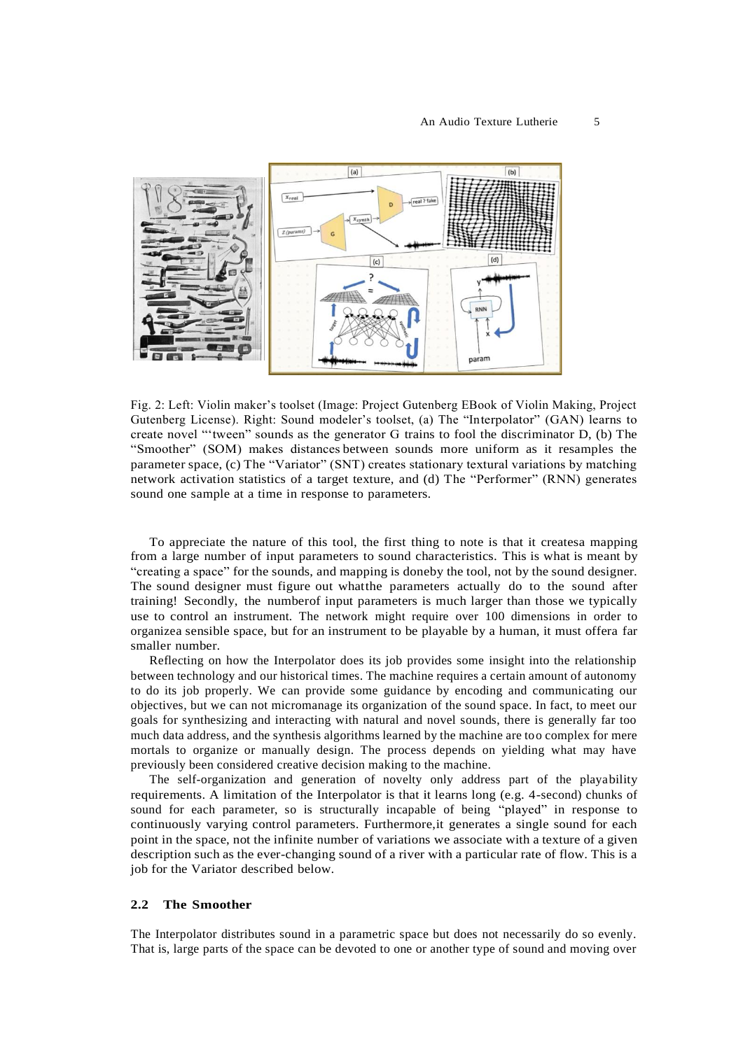Fig. 2: Left: Violin maker's toolset (Image: Project Gutenberg EBook of Violin Making, Project Gutenberg License). Right: Sound modeler's toolset, (a) The "Interpolator" (GAN) learns to create novel "'tween" sounds as the generator G trains to fool the discriminator D, (b) The "Smoother" (SOM) makes distances between sounds more uniform as it resamples the parameter space, (c) The "Variator" (SNT) creates stationary textural variations by matching network activation statistics of a target texture, and (d) The "Performer" (RNN) generates sound one sample at a time in response to parameters.

To appreciate the nature of this tool, the first thing to note is that it createsa mapping from a large number of input parameters to sound characteristics. This is what is meant by "creating a space" for the sounds, and mapping is doneby the tool, not by the sound designer. The sound designer must figure out whatthe parameters actually do to the sound after training! Secondly, the numberof input parameters is much larger than those we typically use to control an instrument. The network might require over 100 dimensions in order to organizea sensible space, but for an instrument to be playable by a human, it must offera far smaller number.

Reflecting on how the Interpolator does its job provides some insight into the relationship between technology and our historical times. The machine requires a certain amount of autonomy to do its job properly. We can provide some guidance by encoding and communicating our objectives, but we can not micromanage its organization of the sound space. In fact, to meet our goals for synthesizing and interacting with natural and novel sounds, there is generally far too much data address, and the synthesis algorithms learned by the machine are too complex for mere mortals to organize or manually design. The process depends on yielding what may have previously been considered creative decision making to the machine.

The self-organization and generation of novelty only address part of the playability requirements. A limitation of the Interpolator is that it learns long (e.g. 4-second) chunks of sound for each parameter, so is structurally incapable of being "played" in response to continuously varying control parameters. Furthermore,it generates a single sound for each point in the space, not the infinite number of variations we associate with a texture of a given description such as the ever-changing sound of a river with a particular rate of flow. This is a job for the Variator described below.

### 2.2 The Smoother

The Interpolator distributes sound in a parametric space but does not necessarily do so evenly. That is, large parts of the space can be devoted to one or another type of sound and moving over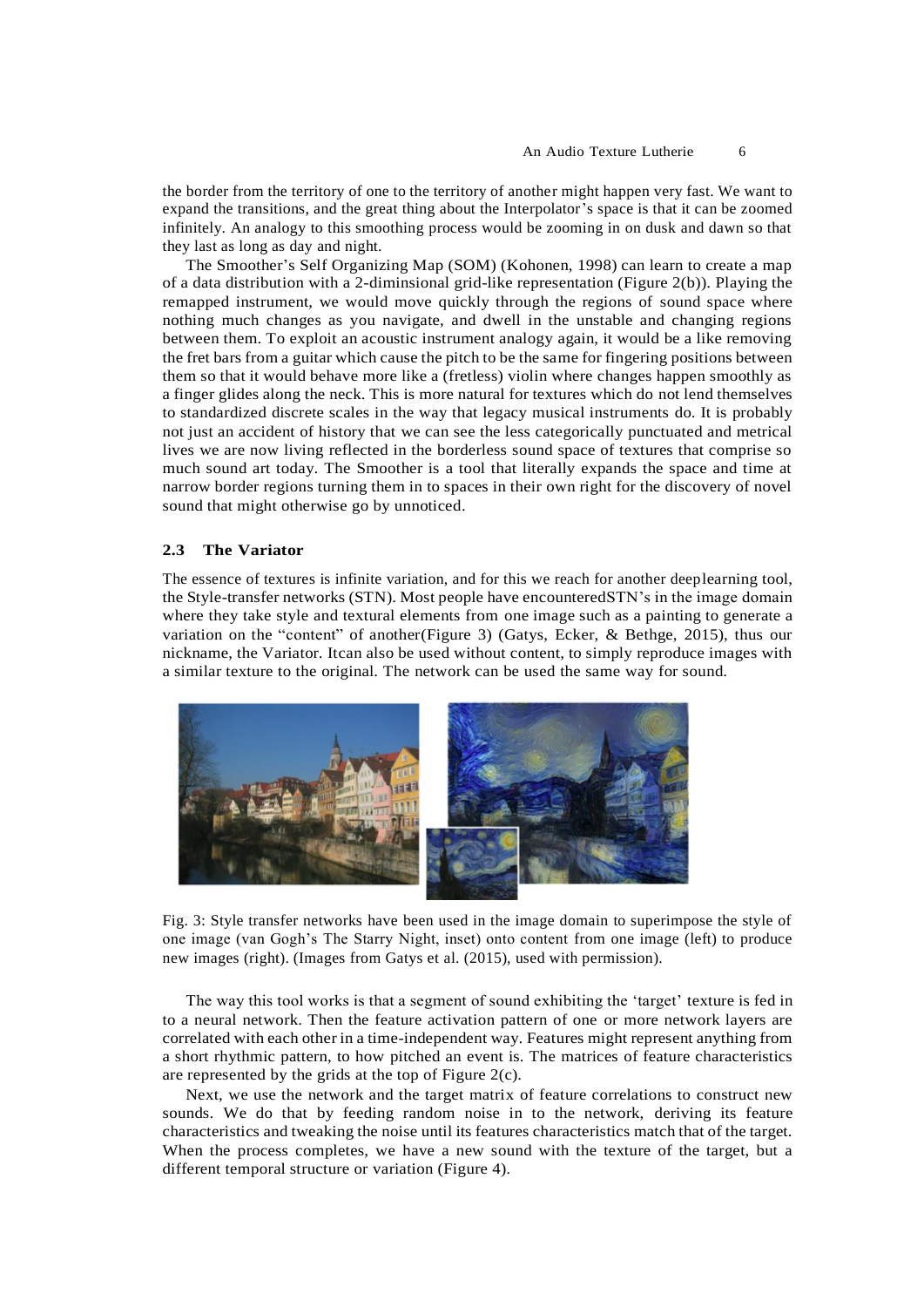the border from the territory of one to the territory of another might happen very fast. We want to expand the transitions, and the great thing about the Interpolator's space is that it can be zoomed infinitely. An analogy to this smoothing process would be zooming in on dusk and dawn so that they last as long as day and night.

The Smoother's Self Organizing Map (SOM) (Kohonen, 1998) can learn to create a map of a data distribution with a 2-diminsional grid-like representation (Figure 2(b)). Playing the remapped instrument, we would move quickly through the regions of sound space where nothing much changes as you navigate, and dwell in the unstable and changing regions between them. To exploit an acoustic instrument analogy again, it would be a like removing the fret bars from a guitar which cause the pitch to be the same for fingering positions between them so that it would behave more like a (fretless) violin where changes happen smoothly as a finger glides along the neck. This is more natural for textures which do not lend themselves to standardized discrete scales in the way that legacy musical instruments do. It is probably not just an accident of history that we can see the less categorically punctuated and metrical lives we are now living reflected in the borderless sound space of textures that comprise so much sound art today. The Smoother is a tool that literally expands the space and time at narrow border regions turning them in to spaces in their own right for the discovery of novel sound that might otherwise go by unnoticed.

### 2.3 The Variator

The essence of textures is infinite variation, and for this we reach for another deeplearning tool, the Style-transfer networks (STN). Most people have encounteredSTN's in the image domain where they take style and textural elements from one image such as a painting to generate a variation on the "content" of another(Figure 3) (Gatys, Ecker, & Bethge, 2015), thus our nickname, the Variator. Itcan also be used without content, to simply reproduce images with a similar texture to the original. The network can be used the same way for sound.

Fig. 3: Style transfer networks have been used in the image domain to superimpose the style of one image (van Gogh's The Starry Night, inset) onto content from one image (left) to produce new images (right). (Images from Gatys et al. (2015), used with permission).

The way this tool works is that a segment of sound exhibiting the 'target' texture is fed in to a neural network. Then the feature activation pattern of one or more network layers are correlated with each other in a time-independent way. Features might represent anything from a short rhythmic pattern, to how pitched an event is. The matrices of feature characteristics are represented by the grids at the top of Figure 2(c).

Next, we use the network and the target matrix of feature correlations to construct new sounds. We do that by feeding random noise in to the network, deriving its feature characteristics and tweaking the noise until its features characteristics match that of the target. When the process completes, we have a new sound with the texture of the target, but a different temporal structure or variation (Figure 4).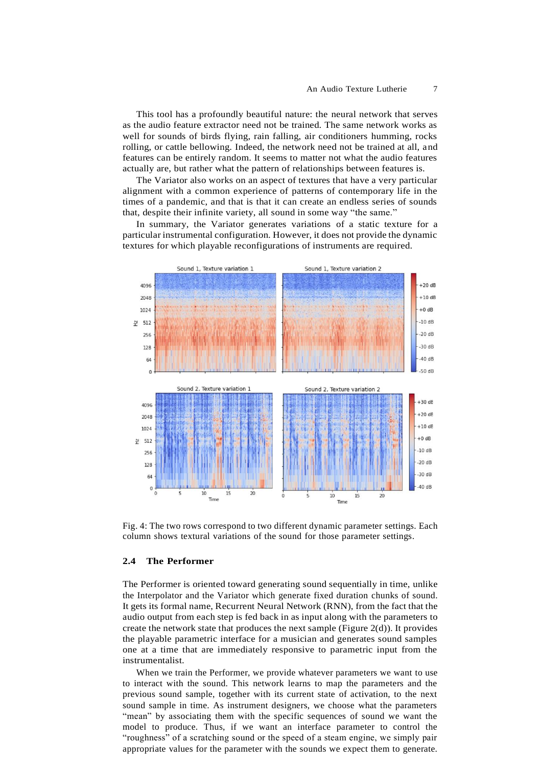This tool has a profoundly beautiful nature: the neural network that serves as the audio feature extractor need not be trained. The same network works as well for sounds of birds flying, rain falling, air conditioners humming, rocks rolling, or cattle bellowing. Indeed, the network need not be trained at all, and features can be entirely random. It seems to matter not what the audio features actually are, but rather what the pattern of relationships between features is.

The Variator also works on an aspect of textures that have a very particular alignment with a common experience of patterns of contemporary life in the times of a pandemic, and that is that it can create an endless series of sounds that, despite their infinite variety, all sound in some way "the same."

In summary, the Variator generates variations of a static texture for a particular instrumental configuration. However, it does not provide the dynamic textures for which playable reconfigurations of instruments are required.

Fig. 4: The two rows correspond to two different dynamic parameter settings. Each column shows textural variations of the sound for those parameter settings.

### 2.4 The Performer

The Performer is oriented toward generating sound sequentially in time, unlike the Interpolator and the Variator which generate fixed duration chunks of sound. It gets its formal name, Recurrent Neural Network (RNN), from the fact that the audio output from each step is fed back in as input along with the parameters to create the network state that produces the next sample (Figure 2(d)). It provides the playable parametric interface for a musician and generates sound samples one at a time that are immediately responsive to parametric input from the instrumentalist.

When we train the Performer, we provide whatever parameters we want to use to interact with the sound. This network learns to map the parameters and the previous sound sample, together with its current state of activation, to the next sound sample in time. As instrument designers, we choose what the parameters "mean" by associating them with the specific sequences of sound we want the model to produce. Thus, if we want an interface parameter to control the "roughness" of a scratching sound or the speed of a steam engine, we simply pair appropriate values for the parameter with the sounds we expect them to generate.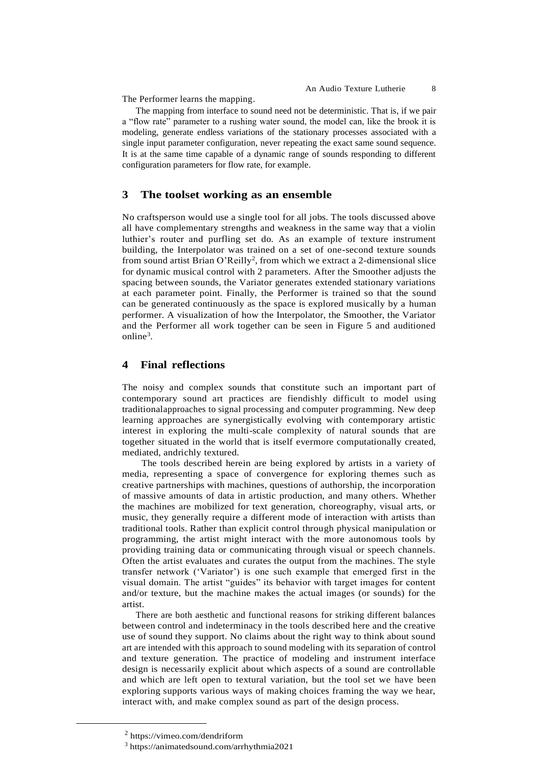The Performer learns the mapping.

The mapping from interface to sound need not be deterministic. That is, if we pair a "flow rate" parameter to a rushing water sound, the model can, like the brook it is modeling, generate endless variations of the stationary processes associated with a single input parameter configuration, never repeating the exact same sound sequence. It is at the same time capable of a dynamic range of sounds responding to different configuration parameters for flow rate, for example.

## 3 The toolset working as an ensemble

No craftsperson would use a single tool for all jobs. The tools discussed above all have complementary strengths and weakness in the same way that a violin luthier's router and purfling set do. As an example of texture instrument building, the Interpolator was trained on a set of one-second texture sounds from sound artist Brian O'Reilly[2], from which we extract a 2-dimensional slice for dynamic musical control with 2 parameters. After the Smoother adjusts the spacing between sounds, the Variator generates extended stationary variations at each parameter point. Finally, the Performer is trained so that the sound can be generated continuously as the space is explored musically by a human performer. A visualization of how the Interpolator, the Smoother, the Variator and the Performer all work together can be seen in Figure 5 and auditioned online[3].

## 4 Final reflections

The noisy and complex sounds that constitute such an important part of contemporary sound art practices are fiendishly difficult to model using traditionalapproaches to signal processing and computer programming. New deep learning approaches are synergistically evolving with contemporary artistic interest in exploring the multi-scale complexity of natural sounds that are together situated in the world that is itself evermore computationally created, mediated, andrichly textured.

The tools described herein are being explored by artists in a variety of media, representing a space of convergence for exploring themes such as creative partnerships with machines, questions of authorship, the incorporation of massive amounts of data in artistic production, and many others. Whether the machines are mobilized for text generation, choreography, visual arts, or music, they generally require a different mode of interaction with artists than traditional tools. Rather than explicit control through physical manipulation or programming, the artist might interact with the more autonomous tools by providing training data or communicating through visual or speech channels. Often the artist evaluates and curates the output from the machines. The style transfer network ('Variator') is one such example that emerged first in the visual domain. The artist "guides" its behavior with target images for content and/or texture, but the machine makes the actual images (or sounds) for the artist.

There are both aesthetic and functional reasons for striking different balances between control and indeterminacy in the tools described here and the creative use of sound they support. No claims about the right way to think about sound art are intended with this approach to sound modeling with its separation of control and texture generation. The practice of modeling and instrument interface design is necessarily explicit about which aspects of a sound are controllable and which are left open to textural variation, but the tool set we have been exploring supports various ways of making choices framing the way we hear, interact with, and make complex sound as part of the design process.

---

[2] https://vimeo.com/dendriform

[3] https://animatedsound.com/arrhythmia2021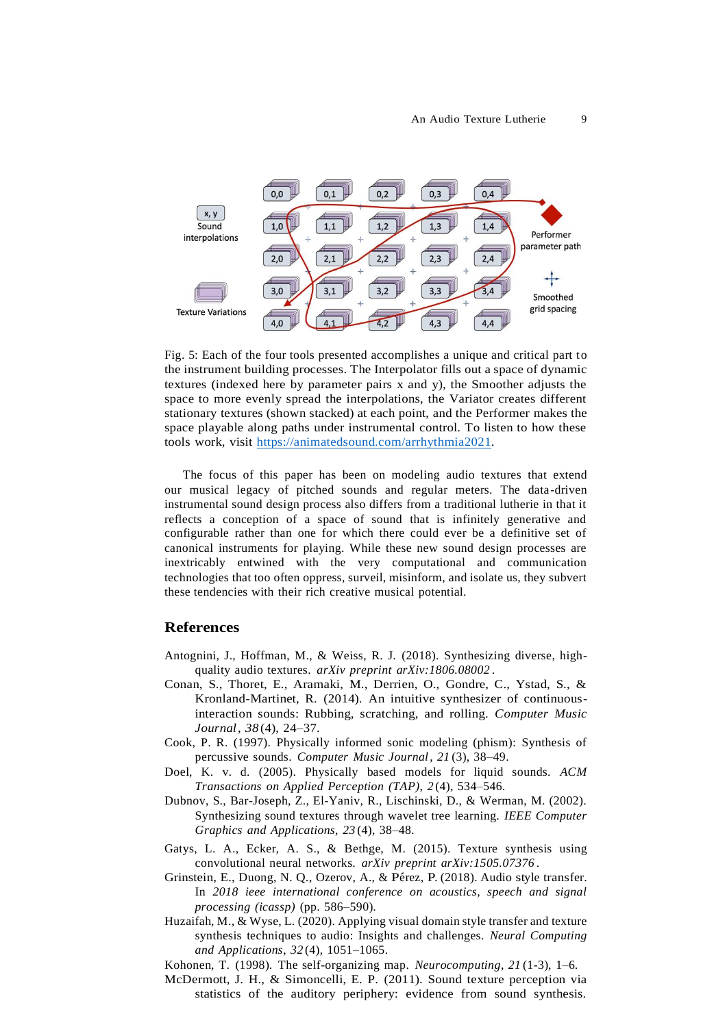Fig. 5: Each of the four tools presented accomplishes a unique and critical part to the instrument building processes. The Interpolator fills out a space of dynamic textures (indexed here by parameter pairs x and y), the Smoother adjusts the space to more evenly spread the interpolations, the Variator creates different stationary textures (shown stacked) at each point, and the Performer makes the space playable along paths under instrumental control. To listen to how these tools work, visit https://animatedsound.com/arrhythmia2021.

The focus of this paper has been on modeling audio textures that extend our musical legacy of pitched sounds and regular meters. The data-driven instrumental sound design process also differs from a traditional lutherie in that it reflects a conception of a space of sound that is infinitely generative and configurable rather than one for which there could ever be a definitive set of canonical instruments for playing. While these new sound design processes are inextricably entwined with the very computational and communication technologies that too often oppress, surveil, misinform, and isolate us, they subvert these tendencies with their rich creative musical potential.

## References

Antognini, J., Hoffman, M., & Weiss, R. J. (2018). Synthesizing diverse, high-quality audio textures. *arXiv preprint arXiv:1806.08002*.

Conan, S., Thoret, E., Aramaki, M., Derrien, O., Gondre, C., Ystad, S., & Kronland-Martinet, R. (2014). An intuitive synthesizer of continuous-interaction sounds: Rubbing, scratching, and rolling. *Computer Music Journal*, *38*(4), 24–37.

Cook, P. R. (1997). Physically informed sonic modeling (phism): Synthesis of percussive sounds. *Computer Music Journal*, *21*(3), 38–49.

Doel, K. v. d. (2005). Physically based models for liquid sounds. *ACM Transactions on Applied Perception (TAP)*, *2*(4), 534–546.

Dubnov, S., Bar-Joseph, Z., El-Yaniv, R., Lischinski, D., & Werman, M. (2002). Synthesizing sound textures through wavelet tree learning. *IEEE Computer Graphics and Applications*, *23*(4), 38–48.

Gatys, L. A., Ecker, A. S., & Bethge, M. (2015). Texture synthesis using convolutional neural networks. *arXiv preprint arXiv:1505.07376*.

Grinstein, E., Duong, N. Q., Ozerov, A., & Pérez, P. (2018). Audio style transfer. In *2018 ieee international conference on acoustics, speech and signal processing (icassp)* (pp. 586–590).

Huzaifah, M., & Wyse, L. (2020). Applying visual domain style transfer and texture synthesis techniques to audio: Insights and challenges. *Neural Computing and Applications*, *32*(4), 1051–1065.

Kohonen, T. (1998). The self-organizing map. *Neurocomputing*, *21*(1-3), 1–6.

McDermott, J. H., & Simoncelli, E. P. (2011). Sound texture perception via statistics of the auditory periphery: evidence from sound synthesis.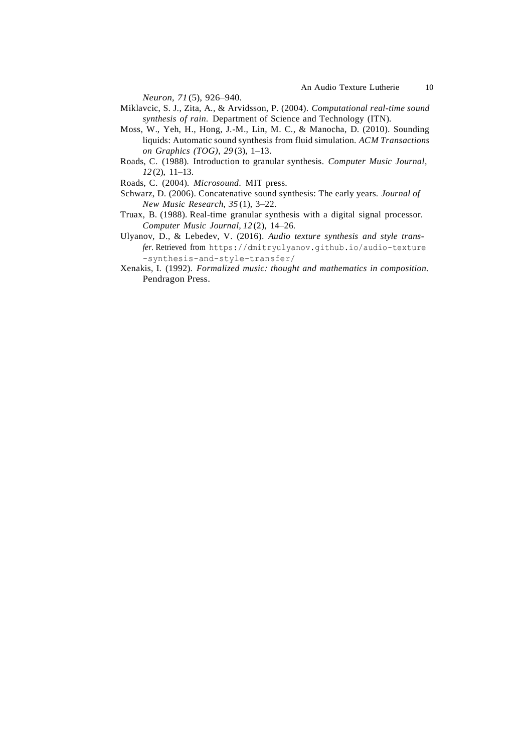*Neuron*, *71* (5), 926–940.

Miklavcic, S. J., Zita, A., & Arvidsson, P. (2004). *Computational real-time sound synthesis of rain.* Department of Science and Technology (ITN).

Moss, W., Yeh, H., Hong, J.-M., Lin, M. C., & Manocha, D. (2010). Sounding liquids: Automatic sound synthesis from fluid simulation. *ACM Transactions on Graphics (TOG)*, *29* (3), 1–13.

Roads, C. (1988). Introduction to granular synthesis. *Computer Music Journal*, *12* (2), 11–13.

Roads, C. (2004). *Microsound*. MIT press.

Schwarz, D. (2006). Concatenative sound synthesis: The early years. *Journal of New Music Research*, *35* (1), 3–22.

Truax, B. (1988). Real-time granular synthesis with a digital signal processor. *Computer Music Journal*, *12* (2), 14–26.

Ulyanov, D., & Lebedev, V. (2016). *Audio texture synthesis and style transfer.* Retrieved from `https://dmitryulyanov.github.io/audio-texture-synthesis-and-style-transfer/`

Xenakis, I. (1992). *Formalized music: thought and mathematics in composition.* Pendragon Press.